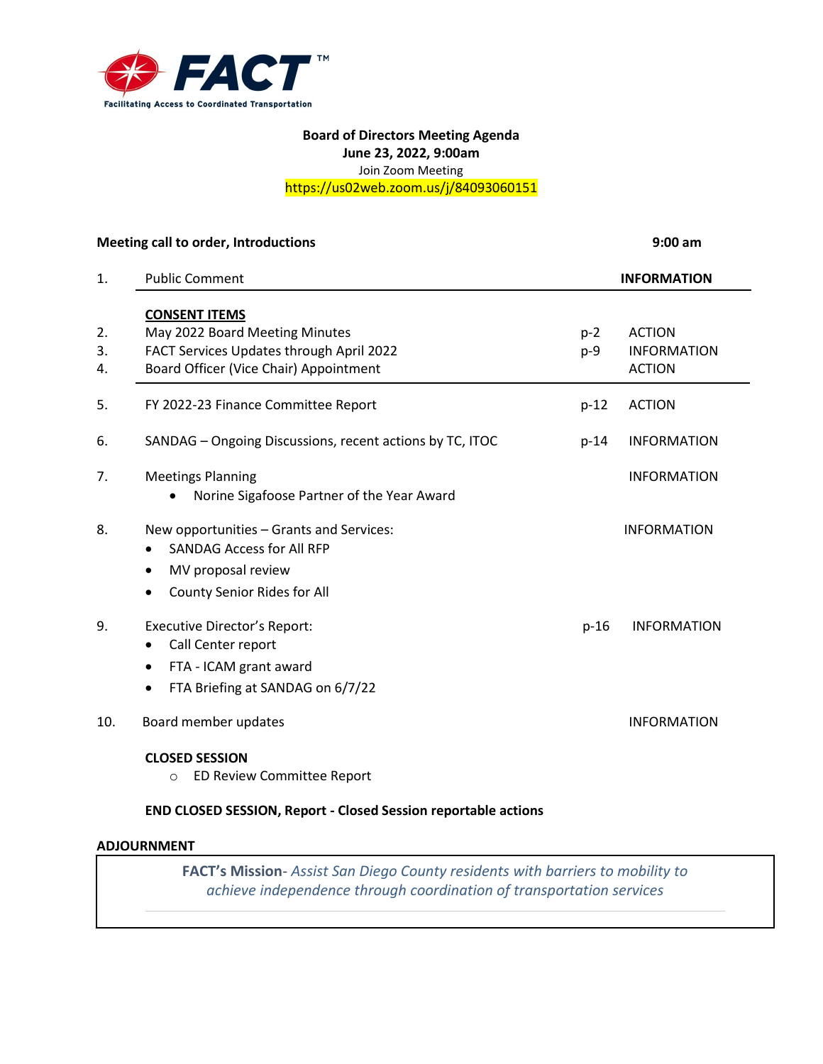**FACT**™

Facilitating Access to Coordinated Transportation

# Board of Directors Meeting Agenda

**June 23, 2022, 9:00am**

Join Zoom Meeting

https://us02web.zoom.us/j/84093060151

**Meeting call to order, Introductions** **9:00 am**

| # | Item | Page | Type |
|---|---|---|---|
| 1. | Public Comment | | **INFORMATION** |
| | **CONSENT ITEMS** | | |
| 2. | May 2022 Board Meeting Minutes | p-2 | ACTION |
| 3. | FACT Services Updates through April 2022 | p-9 | INFORMATION |
| 4. | Board Officer (Vice Chair) Appointment | | ACTION |
| 5. | FY 2022-23 Finance Committee Report | p-12 | ACTION |
| 6. | SANDAG – Ongoing Discussions, recent actions by TC, ITOC | p-14 | INFORMATION |
| 7. | Meetings Planning<br>• Norine Sigafoose Partner of the Year Award | | INFORMATION |
| 8. | New opportunities – Grants and Services:<br>• SANDAG Access for All RFP<br>• MV proposal review<br>• County Senior Rides for All | | INFORMATION |
| 9. | Executive Director's Report:<br>• Call Center report<br>• FTA - ICAM grant award<br>• FTA Briefing at SANDAG on 6/7/22 | p-16 | INFORMATION |
| 10. | Board member updates | | INFORMATION |

**CLOSED SESSION**

- ED Review Committee Report

**END CLOSED SESSION, Report - Closed Session reportable actions**

**ADJOURNMENT**

**FACT's Mission**- *Assist San Diego County residents with barriers to mobility to achieve independence through coordination of transportation services*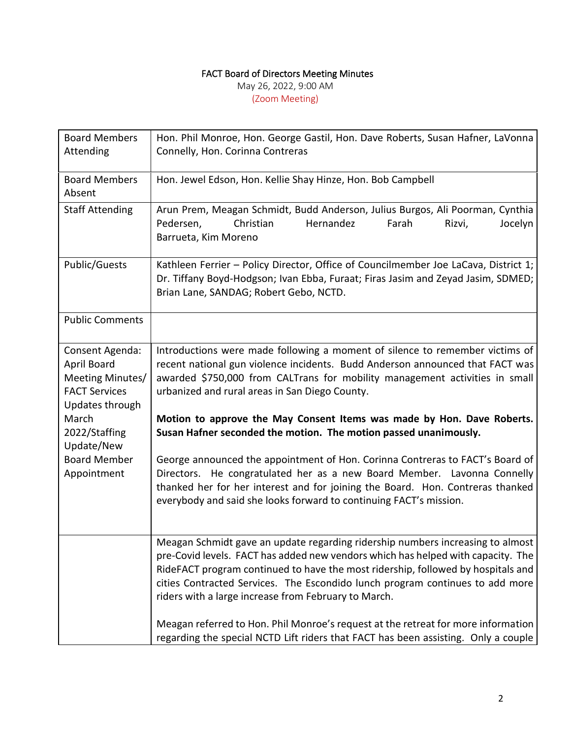# FACT Board of Directors Meeting Minutes

May 26, 2022, 9:00 AM

(Zoom Meeting)

| | |
|---|---|
| Board Members Attending | Hon. Phil Monroe, Hon. George Gastil, Hon. Dave Roberts, Susan Hafner, LaVonna Connelly, Hon. Corinna Contreras |
| Board Members Absent | Hon. Jewel Edson, Hon. Kellie Shay Hinze, Hon. Bob Campbell |
| Staff Attending | Arun Prem, Meagan Schmidt, Budd Anderson, Julius Burgos, Ali Poorman, Cynthia Pedersen, Christian Hernandez Farah Rizvi, Jocelyn Barrueta, Kim Moreno |
| Public/Guests | Kathleen Ferrier – Policy Director, Office of Councilmember Joe LaCava, District 1; Dr. Tiffany Boyd-Hodgson; Ivan Ebba, Furaat; Firas Jasim and Zeyad Jasim, SDMED; Brian Lane, SANDAG; Robert Gebo, NCTD. |
| Public Comments | |
| Consent Agenda: April Board Meeting Minutes/ FACT Services Updates through March 2022/Staffing Update/New Board Member Appointment | Introductions were made following a moment of silence to remember victims of recent national gun violence incidents. Budd Anderson announced that FACT was awarded $750,000 from CALTrans for mobility management activities in small urbanized and rural areas in San Diego County.<br><br>**Motion to approve the May Consent Items was made by Hon. Dave Roberts. Susan Hafner seconded the motion. The motion passed unanimously.**<br><br>George announced the appointment of Hon. Corinna Contreras to FACT's Board of Directors. He congratulated her as a new Board Member. Lavonna Connelly thanked her for her interest and for joining the Board. Hon. Contreras thanked everybody and said she looks forward to continuing FACT's mission. |
| | Meagan Schmidt gave an update regarding ridership numbers increasing to almost pre-Covid levels. FACT has added new vendors which has helped with capacity. The RideFACT program continued to have the most ridership, followed by hospitals and cities Contracted Services. The Escondido lunch program continues to add more riders with a large increase from February to March.<br><br>Meagan referred to Hon. Phil Monroe's request at the retreat for more information regarding the special NCTD Lift riders that FACT has been assisting. Only a couple |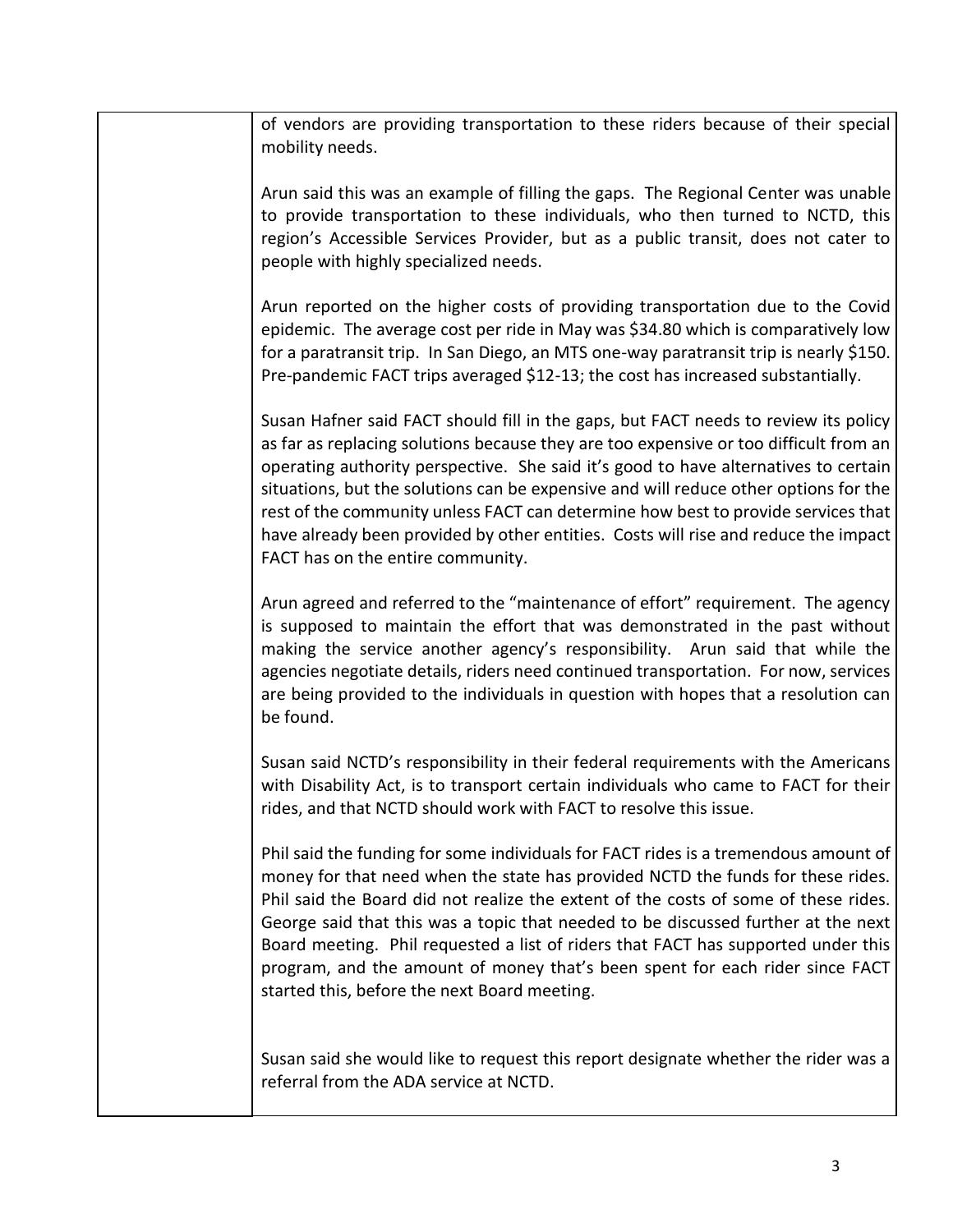of vendors are providing transportation to these riders because of their special mobility needs.

Arun said this was an example of filling the gaps. The Regional Center was unable to provide transportation to these individuals, who then turned to NCTD, this region's Accessible Services Provider, but as a public transit, does not cater to people with highly specialized needs.

Arun reported on the higher costs of providing transportation due to the Covid epidemic. The average cost per ride in May was $34.80 which is comparatively low for a paratransit trip. In San Diego, an MTS one-way paratransit trip is nearly $150. Pre-pandemic FACT trips averaged $12-13; the cost has increased substantially.

Susan Hafner said FACT should fill in the gaps, but FACT needs to review its policy as far as replacing solutions because they are too expensive or too difficult from an operating authority perspective. She said it's good to have alternatives to certain situations, but the solutions can be expensive and will reduce other options for the rest of the community unless FACT can determine how best to provide services that have already been provided by other entities. Costs will rise and reduce the impact FACT has on the entire community.

Arun agreed and referred to the "maintenance of effort" requirement. The agency is supposed to maintain the effort that was demonstrated in the past without making the service another agency's responsibility. Arun said that while the agencies negotiate details, riders need continued transportation. For now, services are being provided to the individuals in question with hopes that a resolution can be found.

Susan said NCTD's responsibility in their federal requirements with the Americans with Disability Act, is to transport certain individuals who came to FACT for their rides, and that NCTD should work with FACT to resolve this issue.

Phil said the funding for some individuals for FACT rides is a tremendous amount of money for that need when the state has provided NCTD the funds for these rides. Phil said the Board did not realize the extent of the costs of some of these rides. George said that this was a topic that needed to be discussed further at the next Board meeting. Phil requested a list of riders that FACT has supported under this program, and the amount of money that's been spent for each rider since FACT started this, before the next Board meeting.

Susan said she would like to request this report designate whether the rider was a referral from the ADA service at NCTD.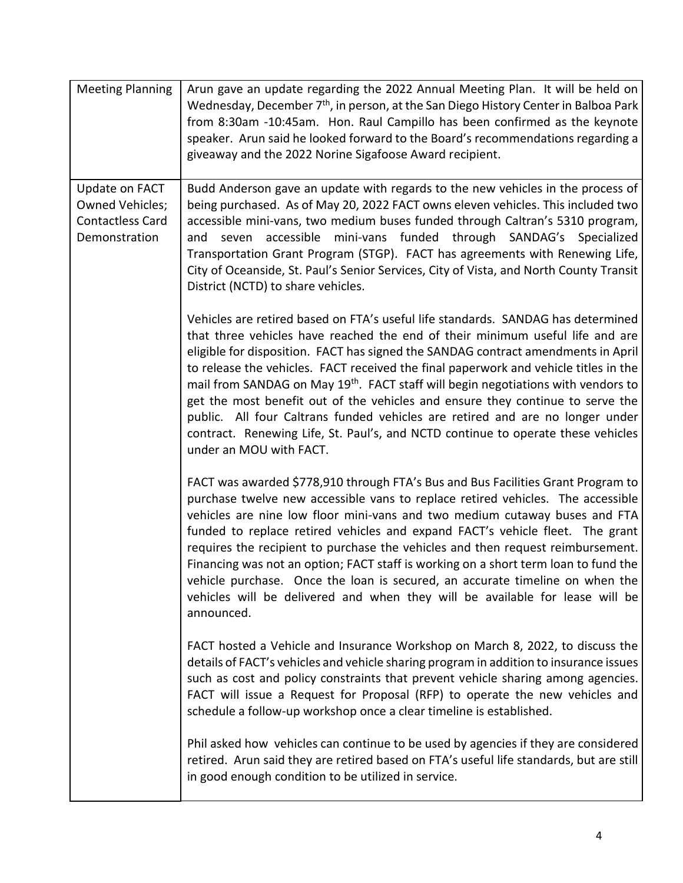| Meeting Planning | Arun gave an update regarding the 2022 Annual Meeting Plan. It will be held on Wednesday, December 7th, in person, at the San Diego History Center in Balboa Park from 8:30am -10:45am. Hon. Raul Campillo has been confirmed as the keynote speaker. Arun said he looked forward to the Board's recommendations regarding a giveaway and the 2022 Norine Sigafoose Award recipient. |
|---|---|
| Update on FACT Owned Vehicles; Contactless Card Demonstration | Budd Anderson gave an update with regards to the new vehicles in the process of being purchased. As of May 20, 2022 FACT owns eleven vehicles. This included two accessible mini-vans, two medium buses funded through Caltran's 5310 program, and seven accessible mini-vans funded through SANDAG's Specialized Transportation Grant Program (STGP). FACT has agreements with Renewing Life, City of Oceanside, St. Paul's Senior Services, City of Vista, and North County Transit District (NCTD) to share vehicles.<br><br>Vehicles are retired based on FTA's useful life standards. SANDAG has determined that three vehicles have reached the end of their minimum useful life and are eligible for disposition. FACT has signed the SANDAG contract amendments in April to release the vehicles. FACT received the final paperwork and vehicle titles in the mail from SANDAG on May 19th. FACT staff will begin negotiations with vendors to get the most benefit out of the vehicles and ensure they continue to serve the public. All four Caltrans funded vehicles are retired and are no longer under contract. Renewing Life, St. Paul's, and NCTD continue to operate these vehicles under an MOU with FACT.<br><br>FACT was awarded $778,910 through FTA's Bus and Bus Facilities Grant Program to purchase twelve new accessible mini vans to replace retired vehicles. The accessible vehicles are nine low floor mini-vans and two medium cutaway buses and FTA funded to replace retired vehicles and expand FACT's vehicle fleet. The grant requires the recipient to purchase the vehicles and then request reimbursement. Financing was not an option; FACT staff is working on a short term loan to fund the vehicle purchase. Once the loan is secured, an accurate timeline on when the vehicles will be delivered and when they will be available for lease will be announced.<br><br>FACT hosted a Vehicle and Insurance Workshop on March 8, 2022, to discuss the details of FACT's vehicles and vehicle sharing program in addition to insurance issues such as cost and policy constraints that prevent vehicle sharing among agencies. FACT will issue a Request for Proposal (RFP) to operate the new vehicles and schedule a follow-up workshop once a clear timeline is established.<br><br>Phil asked how vehicles can continue to be used by agencies if they are considered retired. Arun said they are retired based on FTA's useful life standards, but are still in good enough condition to be utilized in service. |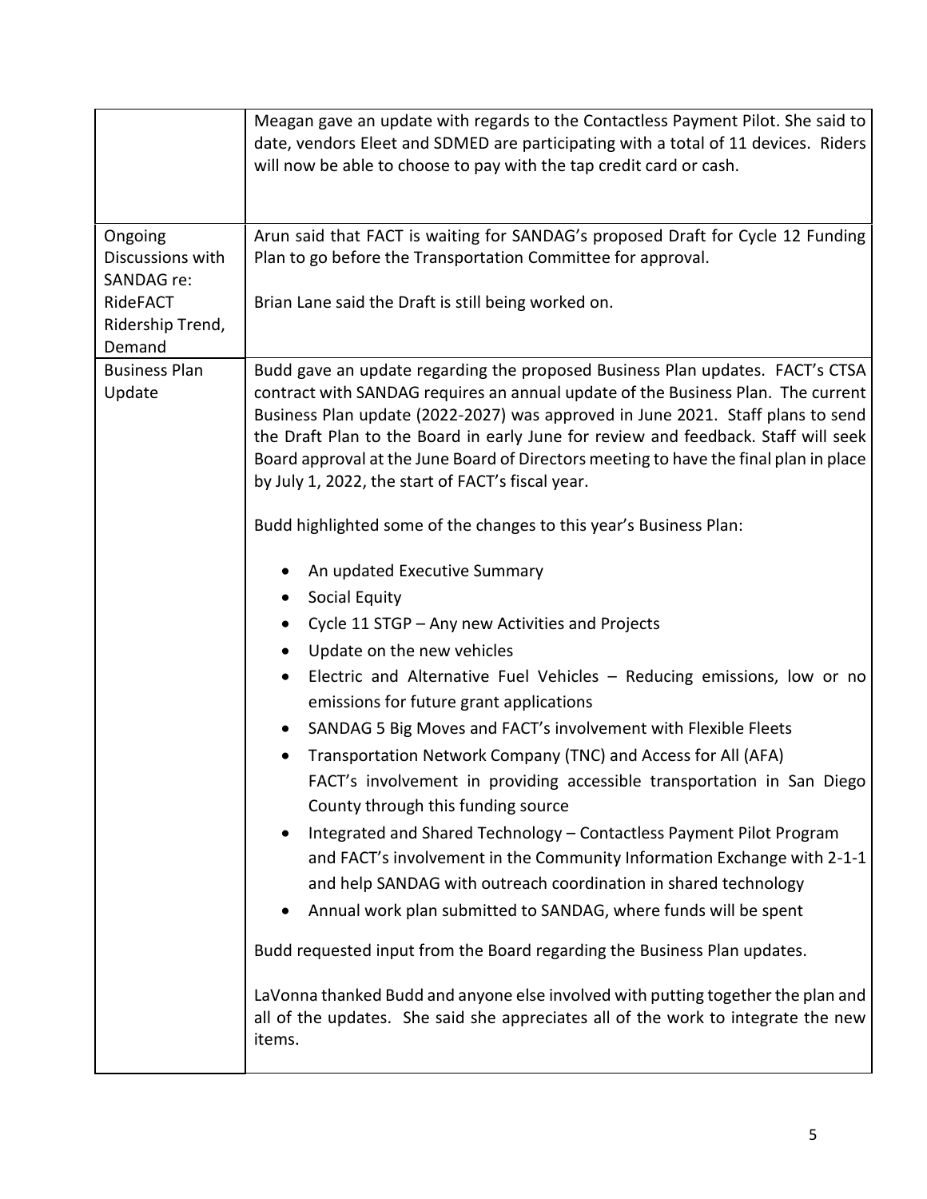| | |
|---|---|
| | Meagan gave an update with regards to the Contactless Payment Pilot. She said to date, vendors Eleet and SDMED are participating with a total of 11 devices. Riders will now be able to choose to pay with the tap credit card or cash. |
| Ongoing Discussions with SANDAG re: RideFACT Ridership Trend, Demand | Arun said that FACT is waiting for SANDAG's proposed Draft for Cycle 12 Funding Plan to go before the Transportation Committee for approval.<br><br>Brian Lane said the Draft is still being worked on. |
| Business Plan Update | Budd gave an update regarding the proposed Business Plan updates. FACT's CTSA contract with SANDAG requires an annual update of the Business Plan. The current Business Plan update (2022-2027) was approved in June 2021. Staff plans to send the Draft Plan to the Board in early June for review and feedback. Staff will seek Board approval at the June Board of Directors meeting to have the final plan in place by July 1, 2022, the start of FACT's fiscal year.<br><br>Budd highlighted some of the changes to this year's Business Plan:<br><br>• An updated Executive Summary<br>• Social Equity<br>• Cycle 11 STGP – Any new Activities and Projects<br>• Update on the new vehicles<br>• Electric and Alternative Fuel Vehicles – Reducing emissions, low or no emissions for future grant applications<br>• SANDAG 5 Big Moves and FACT's involvement with Flexible Fleets<br>• Transportation Network Company (TNC) and Access for All (AFA) FACT's involvement in providing accessible transportation in San Diego County through this funding source<br>• Integrated and Shared Technology – Contactless Payment Pilot Program and FACT's involvement in the Community Information Exchange with 2-1-1 and help SANDAG with outreach coordination in shared technology<br>• Annual work plan submitted to SANDAG, where funds will be spent<br><br>Budd requested input from the Board regarding the Business Plan updates.<br><br>LaVonna thanked Budd and anyone else involved with putting together the plan and all of the updates. She said she appreciates all of the work to integrate the new items. |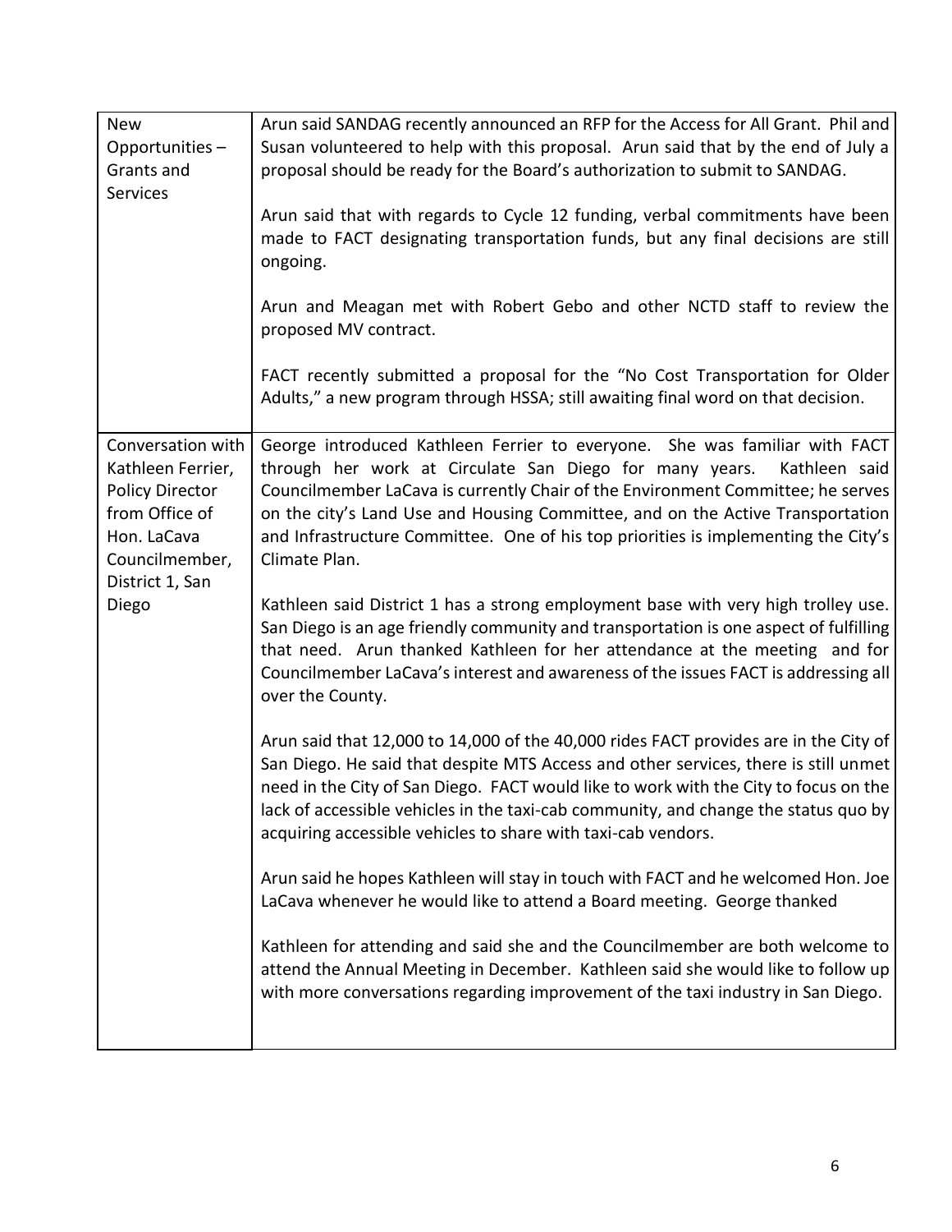| | |
|---|---|
| New Opportunities – Grants and Services | Arun said SANDAG recently announced an RFP for the Access for All Grant. Phil and Susan volunteered to help with this proposal. Arun said that by the end of July a proposal should be ready for the Board's authorization to submit to SANDAG.<br><br>Arun said that with regards to Cycle 12 funding, verbal commitments have been made to FACT designating transportation funds, but any final decisions are still ongoing.<br><br>Arun and Meagan met with Robert Gebo and other NCTD staff to review the proposed MV contract.<br><br>FACT recently submitted a proposal for the "No Cost Transportation for Older Adults," a new program through HSSA; still awaiting final word on that decision. |
| Conversation with Kathleen Ferrier, Policy Director from Office of Hon. LaCava Councilmember, District 1, San Diego | George introduced Kathleen Ferrier to everyone. She was familiar with FACT through her work at Circulate San Diego for many years. Kathleen said Councilmember LaCava is currently Chair of the Environment Committee; he serves on the city's Land Use and Housing Committee, and on the Active Transportation and Infrastructure Committee. One of his top priorities is implementing the City's Climate Plan.<br><br>Kathleen said District 1 has a strong employment base with very high trolley use. San Diego is an age friendly community and transportation is one aspect of fulfilling that need. Arun thanked Kathleen for her attendance at the meeting and for Councilmember LaCava's interest and awareness of the issues FACT is addressing all over the County.<br><br>Arun said that 12,000 to 14,000 of the 40,000 rides FACT provides are in the City of San Diego. He said that despite MTS Access and other services, there is still unmet need in the City of San Diego. FACT would like to work with the City to focus on the lack of accessible vehicles in the taxi-cab community, and change the status quo by acquiring accessible vehicles to share with taxi-cab vendors.<br><br>Arun said he hopes Kathleen will stay in touch with FACT and he welcomed Hon. Joe LaCava whenever he would like to attend a Board meeting. George thanked<br><br>Kathleen for attending and said she and the Councilmember are both welcome to attend the Annual Meeting in December. Kathleen said she would like to follow up with more conversations regarding improvement of the taxi industry in San Diego. |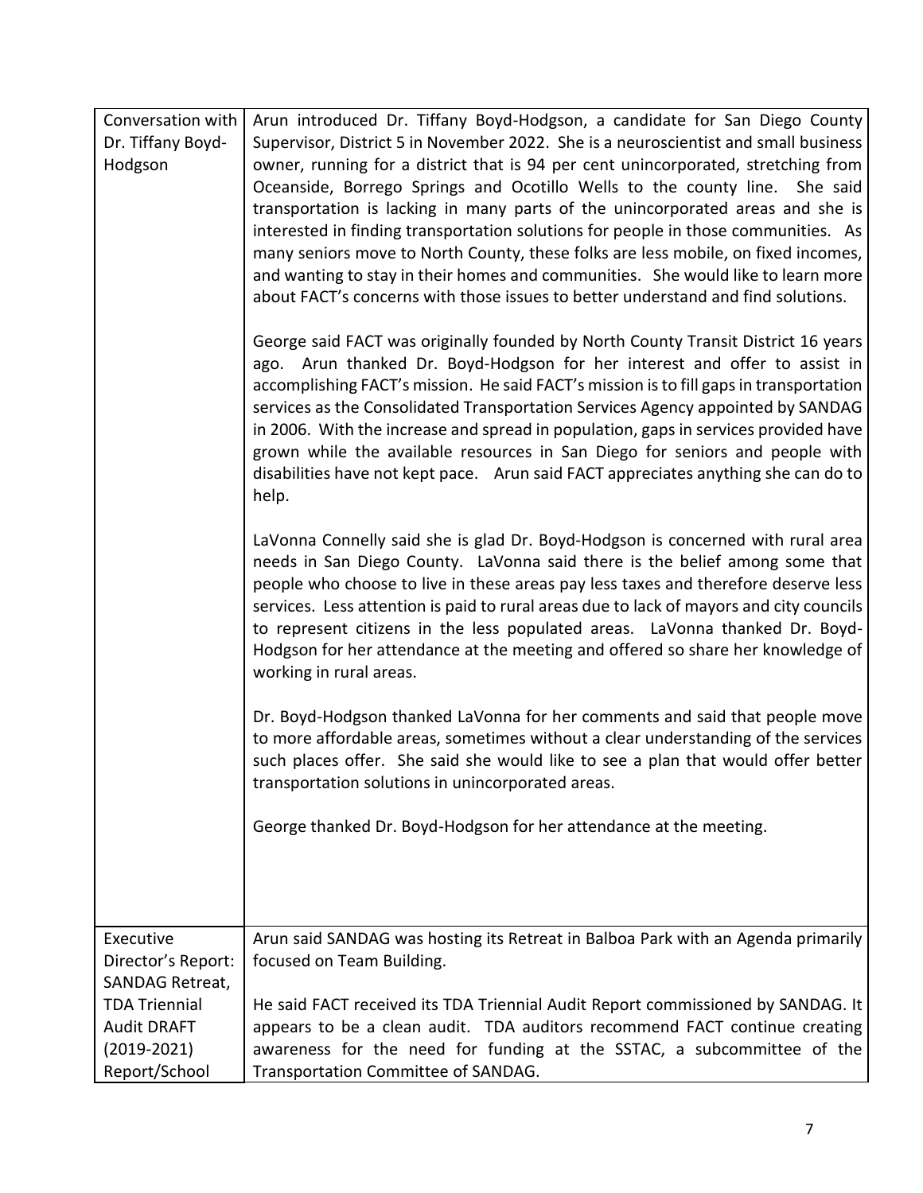| | |
|---|---|
| Conversation with Dr. Tiffany Boyd-Hodgson | Arun introduced Dr. Tiffany Boyd-Hodgson, a candidate for San Diego County Supervisor, District 5 in November 2022. She is a neuroscientist and small business owner, running for a district that is 94 per cent unincorporated, stretching from Oceanside, Borrego Springs and Ocotillo Wells to the county line. She said transportation is lacking in many parts of the unincorporated areas and she is interested in finding transportation solutions for people in those communities. As many seniors move to North County, these folks are less mobile, on fixed incomes, and wanting to stay in their homes and communities. She would like to learn more about FACT's concerns with those issues to better understand and find solutions.<br><br>George said FACT was originally founded by North County Transit District 16 years ago. Arun thanked Dr. Boyd-Hodgson for her interest and offer to assist in accomplishing FACT's mission. He said FACT's mission is to fill gaps in transportation services as the Consolidated Transportation Services Agency appointed by SANDAG in 2006. With the increase and spread in population, gaps in services provided have grown while the available resources in San Diego for seniors and people with disabilities have not kept pace. Arun said FACT appreciates anything she can do to help.<br><br>LaVonna Connelly said she is glad Dr. Boyd-Hodgson is concerned with rural area needs in San Diego County. LaVonna said there is the belief among some that people who choose to live in these areas pay less taxes and therefore deserve less services. Less attention is paid to rural areas due to lack of mayors and city councils to represent citizens in the less populated areas. LaVonna thanked Dr. Boyd-Hodgson for her attendance at the meeting and offered so share her knowledge of working in rural areas.<br><br>Dr. Boyd-Hodgson thanked LaVonna for her comments and said that people move to more affordable areas, sometimes without a clear understanding of the services such places offer. She said she would like to see a plan that would offer better transportation solutions in unincorporated areas.<br><br>George thanked Dr. Boyd-Hodgson for her attendance at the meeting. |
| Executive Director's Report: SANDAG Retreat, TDA Triennial Audit DRAFT (2019-2021) Report/School | Arun said SANDAG was hosting its Retreat in Balboa Park with an Agenda primarily focused on Team Building.<br><br>He said FACT received its TDA Triennial Audit Report commissioned by SANDAG. It appears to be a clean audit. TDA auditors recommend FACT continue creating awareness for the need for funding at the SSTAC, a subcommittee of the Transportation Committee of SANDAG. |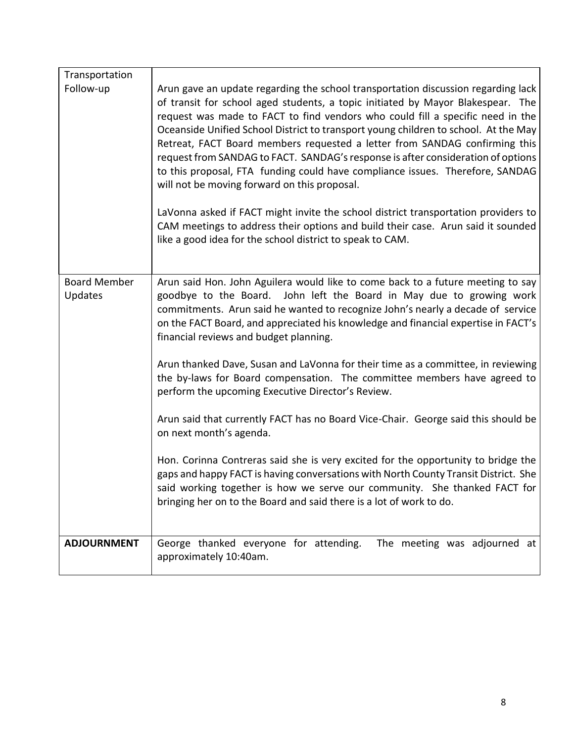| | |
|---|---|
| Transportation Follow-up | Arun gave an update regarding the school transportation discussion regarding lack of transit for school aged students, a topic initiated by Mayor Blakespear. The request was made to FACT to find vendors who could fill a specific need in the Oceanside Unified School District to transport young children to school. At the May Retreat, FACT Board members requested a letter from SANDAG confirming this request from SANDAG to FACT. SANDAG's response is after consideration of options to this proposal, FTA funding could have compliance issues. Therefore, SANDAG will not be moving forward on this proposal.<br><br>LaVonna asked if FACT might invite the school district transportation providers to CAM meetings to address their options and build their case. Arun said it sounded like a good idea for the school district to speak to CAM. |
| Board Member Updates | Arun said Hon. John Aguilera would like to come back to a future meeting to say goodbye to the Board. John left the Board in May due to growing work commitments. Arun said he wanted to recognize John's nearly a decade of service on the FACT Board, and appreciated his knowledge and financial expertise in FACT's financial reviews and budget planning.<br><br>Arun thanked Dave, Susan and LaVonna for their time as a committee, in reviewing the by-laws for Board compensation. The committee members have agreed to perform the upcoming Executive Director's Review.<br><br>Arun said that currently FACT has no Board Vice-Chair. George said this should be on next month's agenda.<br><br>Hon. Corinna Contreras said she is very excited for the opportunity to bridge the gaps and happy FACT is having conversations with North County Transit District. She said working together is how we serve our community. She thanked FACT for bringing her on to the Board and said there is a lot of work to do. |
| **ADJOURNMENT** | George thanked everyone for attending. The meeting was adjourned at approximately 10:40am. |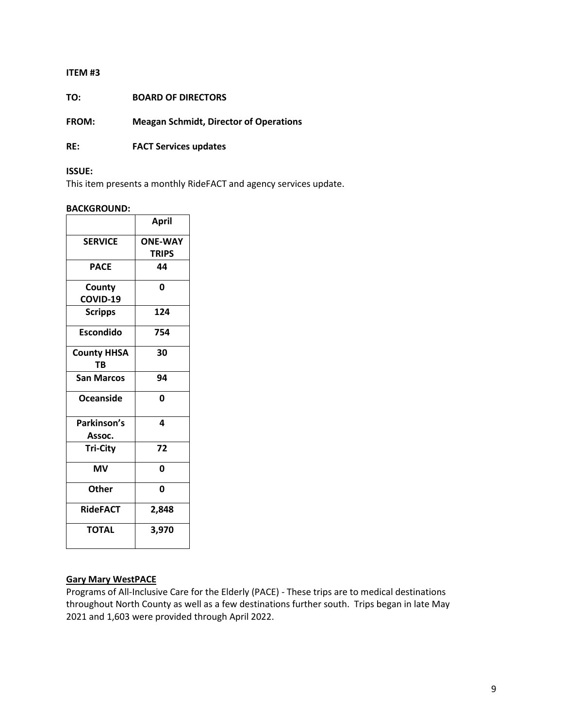**ITEM #3**

**TO:** **BOARD OF DIRECTORS**

**FROM:** **Meagan Schmidt, Director of Operations**

**RE:** **FACT Services updates**

**ISSUE:**
This item presents a monthly RideFACT and agency services update.

**BACKGROUND:**

| | **April** |
|---|---|
| **SERVICE** | **ONE-WAY TRIPS** |
| **PACE** | **44** |
| **County COVID-19** | **0** |
| **Scripps** | **124** |
| **Escondido** | **754** |
| **County HHSA TB** | **30** |
| **San Marcos** | **94** |
| **Oceanside** | **0** |
| **Parkinson's Assoc.** | **4** |
| **Tri-City** | **72** |
| **MV** | **0** |
| **Other** | **0** |
| **RideFACT** | **2,848** |
| **TOTAL** | **3,970** |

**Gary Mary WestPACE**
Programs of All-Inclusive Care for the Elderly (PACE) - These trips are to medical destinations throughout North County as well as a few destinations further south. Trips began in late May 2021 and 1,603 were provided through April 2022.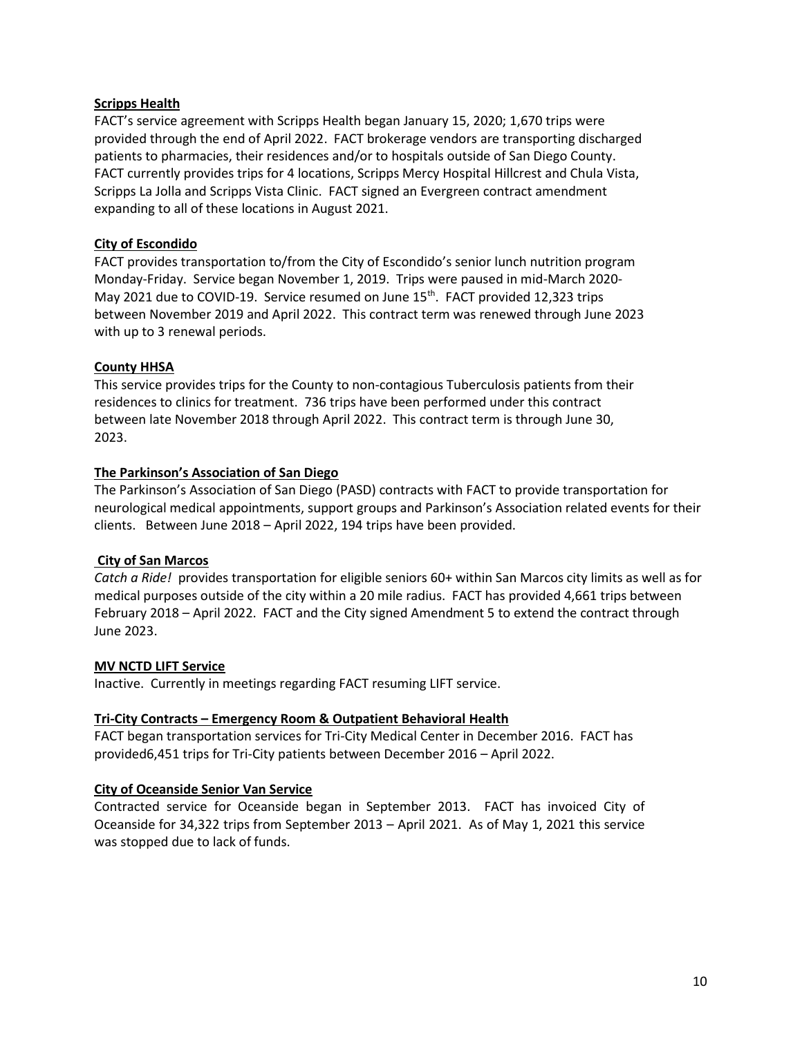**Scripps Health**

FACT's service agreement with Scripps Health began January 15, 2020; 1,670 trips were provided through the end of April 2022. FACT brokerage vendors are transporting discharged patients to pharmacies, their residences and/or to hospitals outside of San Diego County. FACT currently provides trips for 4 locations, Scripps Mercy Hospital Hillcrest and Chula Vista, Scripps La Jolla and Scripps Vista Clinic. FACT signed an Evergreen contract amendment expanding to all of these locations in August 2021.

**City of Escondido**

FACT provides transportation to/from the City of Escondido's senior lunch nutrition program Monday-Friday. Service began November 1, 2019. Trips were paused in mid-March 2020-May 2021 due to COVID-19. Service resumed on June 15th. FACT provided 12,323 trips between November 2019 and April 2022. This contract term was renewed through June 2023 with up to 3 renewal periods.

**County HHSA**

This service provides trips for the County to non-contagious Tuberculosis patients from their residences to clinics for treatment. 736 trips have been performed under this contract between late November 2018 through April 2022. This contract term is through June 30, 2023.

**The Parkinson's Association of San Diego**

The Parkinson's Association of San Diego (PASD) contracts with FACT to provide transportation for neurological medical appointments, support groups and Parkinson's Association related events for their clients. Between June 2018 – April 2022, 194 trips have been provided.

**City of San Marcos**

*Catch a Ride!* provides transportation for eligible seniors 60+ within San Marcos city limits as well as for medical purposes outside of the city within a 20 mile radius. FACT has provided 4,661 trips between February 2018 – April 2022. FACT and the City signed Amendment 5 to extend the contract through June 2023.

**MV NCTD LIFT Service**

Inactive. Currently in meetings regarding FACT resuming LIFT service.

**Tri-City Contracts – Emergency Room & Outpatient Behavioral Health**

FACT began transportation services for Tri-City Medical Center in December 2016. FACT has provided6,451 trips for Tri-City patients between December 2016 – April 2022.

**City of Oceanside Senior Van Service**

Contracted service for Oceanside began in September 2013. FACT has invoiced City of Oceanside for 34,322 trips from September 2013 – April 2021. As of May 1, 2021 this service was stopped due to lack of funds.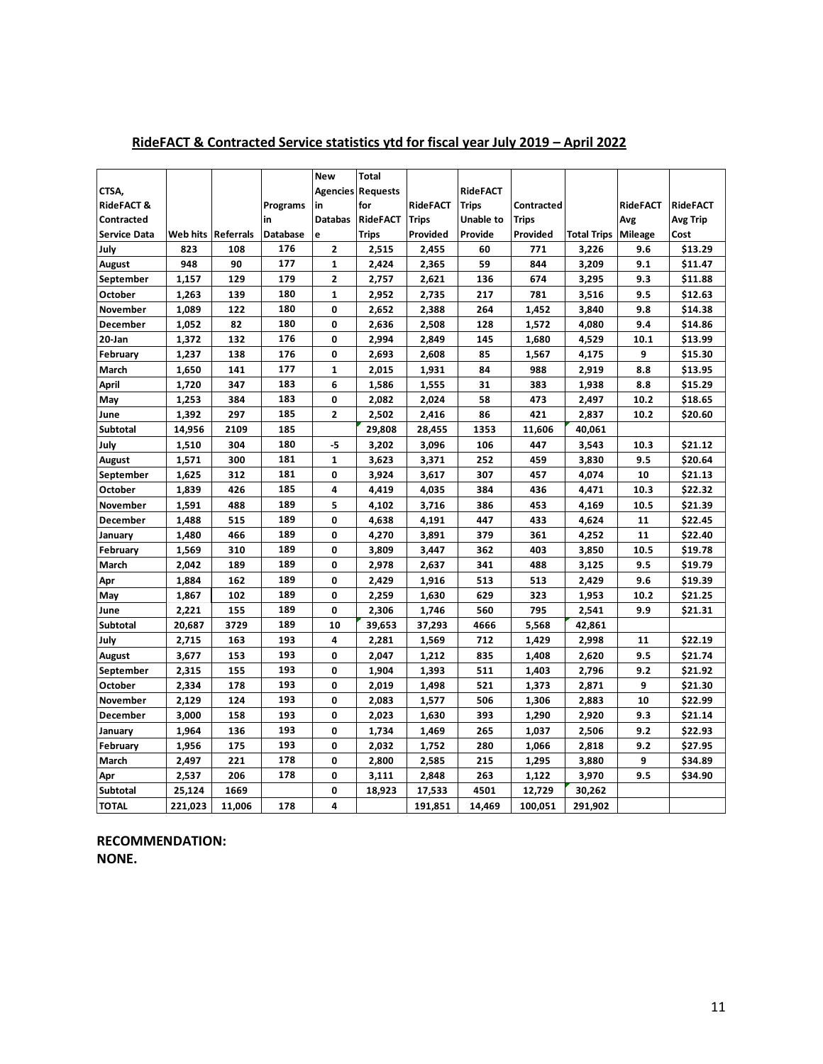## RideFACT & Contracted Service statistics ytd for fiscal year July 2019 – April 2022

| CTSA, RideFACT & Contracted Service Data | Web hits | Referrals | Programs in Database | New Agencies in Database | Total Requests for RideFACT Trips | RideFACT Trips Provided | RideFACT Trips Unable to Provide | Contracted Trips Provided | Total Trips | RideFACT Avg Mileage | RideFACT Avg Trip Cost |
|---|---|---|---|---|---|---|---|---|---|---|---|
| July | 823 | 108 | 176 | 2 | 2,515 | 2,455 | 60 | 771 | 3,226 | 9.6 | $13.29 |
| August | 948 | 90 | 177 | 1 | 2,424 | 2,365 | 59 | 844 | 3,209 | 9.1 | $11.47 |
| September | 1,157 | 129 | 179 | 2 | 2,757 | 2,621 | 136 | 674 | 3,295 | 9.3 | $11.88 |
| October | 1,263 | 139 | 180 | 1 | 2,952 | 2,735 | 217 | 781 | 3,516 | 9.5 | $12.63 |
| November | 1,089 | 122 | 180 | 0 | 2,652 | 2,388 | 264 | 1,452 | 3,840 | 9.8 | $14.38 |
| December | 1,052 | 82 | 180 | 0 | 2,636 | 2,508 | 128 | 1,572 | 4,080 | 9.4 | $14.86 |
| 20-Jan | 1,372 | 132 | 176 | 0 | 2,994 | 2,849 | 145 | 1,680 | 4,529 | 10.1 | $13.99 |
| February | 1,237 | 138 | 176 | 0 | 2,693 | 2,608 | 85 | 1,567 | 4,175 | 9 | $15.30 |
| March | 1,650 | 141 | 177 | 1 | 2,015 | 1,931 | 84 | 988 | 2,919 | 8.8 | $13.95 |
| April | 1,720 | 347 | 183 | 6 | 1,586 | 1,555 | 31 | 383 | 1,938 | 8.8 | $15.29 |
| May | 1,253 | 384 | 183 | 0 | 2,082 | 2,024 | 58 | 473 | 2,497 | 10.2 | $18.65 |
| June | 1,392 | 297 | 185 | 2 | 2,502 | 2,416 | 86 | 421 | 2,837 | 10.2 | $20.60 |
| Subtotal | 14,956 | 2109 | 185 | | 29,808 | 28,455 | 1353 | 11,606 | 40,061 | | |
| July | 1,510 | 304 | 180 | -5 | 3,202 | 3,096 | 106 | 447 | 3,543 | 10.3 | $21.12 |
| August | 1,571 | 300 | 181 | 1 | 3,623 | 3,371 | 252 | 459 | 3,830 | 9.5 | $20.64 |
| September | 1,625 | 312 | 181 | 0 | 3,924 | 3,617 | 307 | 457 | 4,074 | 10 | $21.13 |
| October | 1,839 | 426 | 185 | 4 | 4,419 | 4,035 | 384 | 436 | 4,471 | 10.3 | $22.32 |
| November | 1,591 | 488 | 189 | 5 | 4,102 | 3,716 | 386 | 453 | 4,169 | 10.5 | $21.39 |
| December | 1,488 | 515 | 189 | 0 | 4,638 | 4,191 | 447 | 433 | 4,624 | 11 | $22.45 |
| January | 1,480 | 466 | 189 | 0 | 4,270 | 3,891 | 379 | 361 | 4,252 | 11 | $22.40 |
| February | 1,569 | 310 | 189 | 0 | 3,809 | 3,447 | 362 | 403 | 3,850 | 10.5 | $19.78 |
| March | 2,042 | 189 | 189 | 0 | 2,978 | 2,637 | 341 | 488 | 3,125 | 9.5 | $19.79 |
| Apr | 1,884 | 162 | 189 | 0 | 2,429 | 1,916 | 513 | 513 | 2,429 | 9.6 | $19.39 |
| May | 1,867 | 102 | 189 | 0 | 2,259 | 1,630 | 629 | 323 | 1,953 | 10.2 | $21.25 |
| June | 2,221 | 155 | 189 | 0 | 2,306 | 1,746 | 560 | 795 | 2,541 | 9.9 | $21.31 |
| Subtotal | 20,687 | 3729 | 189 | 10 | 39,653 | 37,293 | 4666 | 5,568 | 42,861 | | |
| July | 2,715 | 163 | 193 | 4 | 2,281 | 1,569 | 712 | 1,429 | 2,998 | 11 | $22.19 |
| August | 3,677 | 153 | 193 | 0 | 2,047 | 1,212 | 835 | 1,408 | 2,620 | 9.5 | $21.74 |
| September | 2,315 | 155 | 193 | 0 | 1,904 | 1,393 | 511 | 1,403 | 2,796 | 9.2 | $21.92 |
| October | 2,334 | 178 | 193 | 0 | 2,019 | 1,498 | 521 | 1,373 | 2,871 | 9 | $21.30 |
| November | 2,129 | 124 | 193 | 0 | 2,083 | 1,577 | 506 | 1,306 | 2,883 | 10 | $22.99 |
| December | 3,000 | 158 | 193 | 0 | 2,023 | 1,630 | 393 | 1,290 | 2,920 | 9.3 | $21.14 |
| January | 1,964 | 136 | 193 | 0 | 1,734 | 1,469 | 265 | 1,037 | 2,506 | 9.2 | $22.93 |
| February | 1,956 | 175 | 193 | 0 | 2,032 | 1,752 | 280 | 1,066 | 2,818 | 9.2 | $27.95 |
| March | 2,497 | 221 | 178 | 0 | 2,800 | 2,585 | 215 | 1,295 | 3,880 | 9 | $34.89 |
| Apr | 2,537 | 206 | 178 | 0 | 3,111 | 2,848 | 263 | 1,122 | 3,970 | 9.5 | $34.90 |
| Subtotal | 25,124 | 1669 | | 0 | 18,923 | 17,533 | 4501 | 12,729 | 30,262 | | |
| TOTAL | 221,023 | 11,006 | 178 | 4 | | 191,851 | 14,469 | 100,051 | 291,902 | | |

**RECOMMENDATION:**
**NONE.**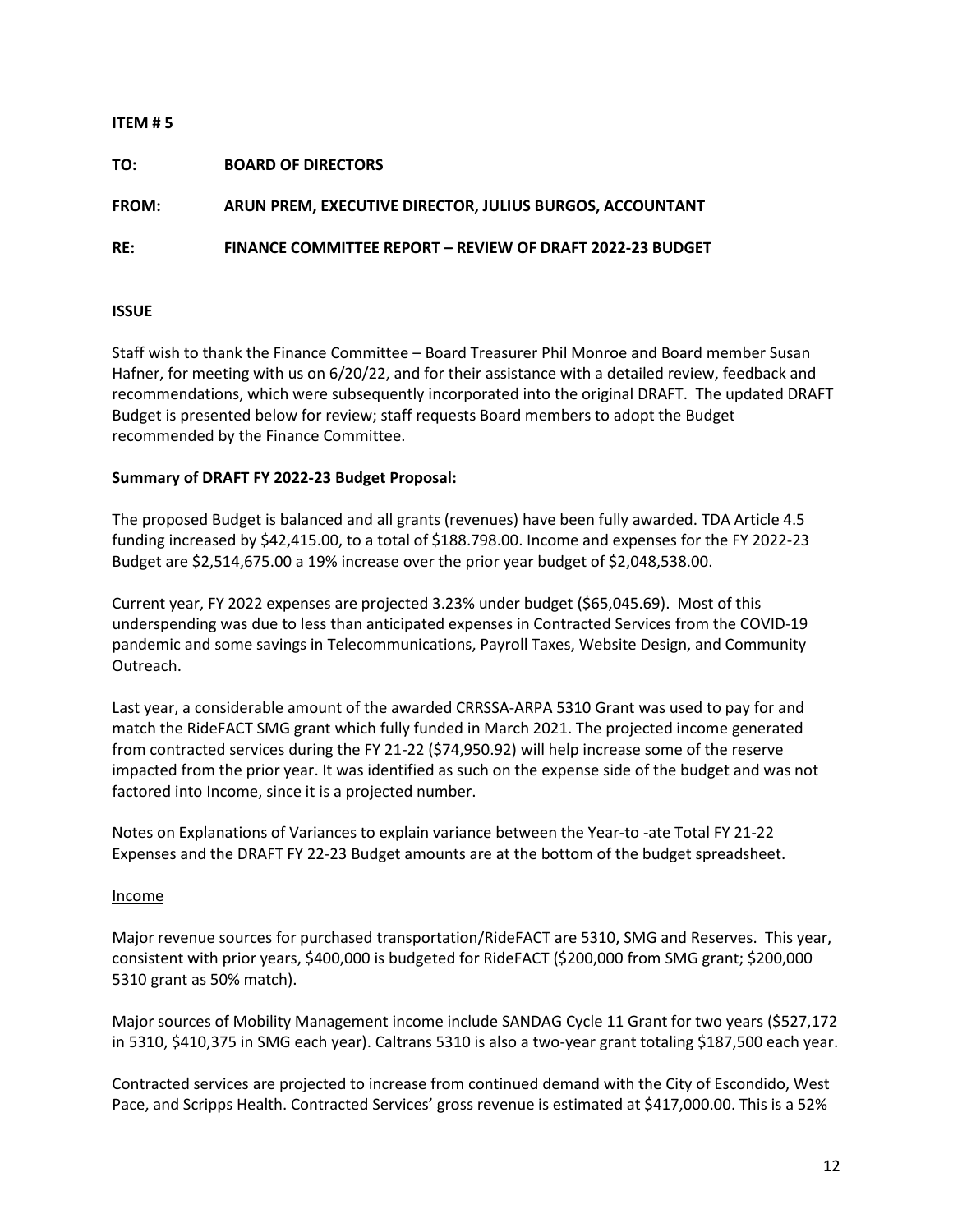**ITEM # 5**

**TO:** **BOARD OF DIRECTORS**

**FROM:** **ARUN PREM, EXECUTIVE DIRECTOR, JULIUS BURGOS, ACCOUNTANT**

**RE:** **FINANCE COMMITTEE REPORT – REVIEW OF DRAFT 2022-23 BUDGET**

**ISSUE**

Staff wish to thank the Finance Committee – Board Treasurer Phil Monroe and Board member Susan Hafner, for meeting with us on 6/20/22, and for their assistance with a detailed review, feedback and recommendations, which were subsequently incorporated into the original DRAFT. The updated DRAFT Budget is presented below for review; staff requests Board members to adopt the Budget recommended by the Finance Committee.

**Summary of DRAFT FY 2022-23 Budget Proposal:**

The proposed Budget is balanced and all grants (revenues) have been fully awarded. TDA Article 4.5 funding increased by $42,415.00, to a total of $188.798.00. Income and expenses for the FY 2022-23 Budget are $2,514,675.00 a 19% increase over the prior year budget of $2,048,538.00.

Current year, FY 2022 expenses are projected 3.23% under budget ($65,045.69). Most of this underspending was due to less than anticipated expenses in Contracted Services from the COVID-19 pandemic and some savings in Telecommunications, Payroll Taxes, Website Design, and Community Outreach.

Last year, a considerable amount of the awarded CRRSSA-ARPA 5310 Grant was used to pay for and match the RideFACT SMG grant which fully funded in March 2021. The projected income generated from contracted services during the FY 21-22 ($74,950.92) will help increase some of the reserve impacted from the prior year. It was identified as such on the expense side of the budget and was not factored into Income, since it is a projected number.

Notes on Explanations of Variances to explain variance between the Year-to -ate Total FY 21-22 Expenses and the DRAFT FY 22-23 Budget amounts are at the bottom of the budget spreadsheet.

<u>Income</u>

Major revenue sources for purchased transportation/RideFACT are 5310, SMG and Reserves. This year, consistent with prior years, $400,000 is budgeted for RideFACT ($200,000 from SMG grant; $200,000 5310 grant as 50% match).

Major sources of Mobility Management income include SANDAG Cycle 11 Grant for two years ($527,172 in 5310, $410,375 in SMG each year). Caltrans 5310 is also a two-year grant totaling $187,500 each year.

Contracted services are projected to increase from continued demand with the City of Escondido, West Pace, and Scripps Health. Contracted Services' gross revenue is estimated at $417,000.00. This is a 52%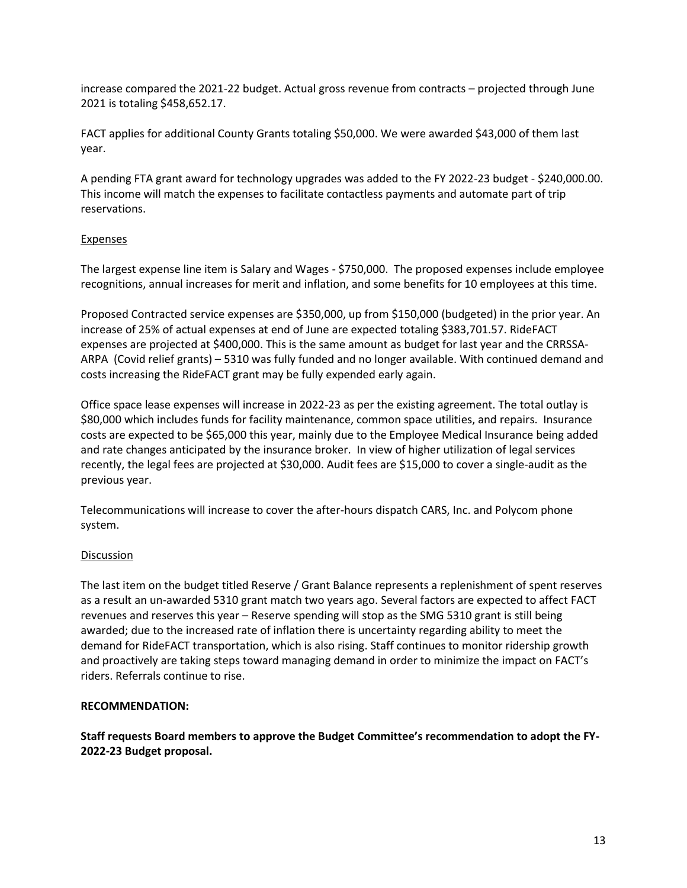increase compared the 2021-22 budget. Actual gross revenue from contracts – projected through June 2021 is totaling $458,652.17.

FACT applies for additional County Grants totaling $50,000. We were awarded $43,000 of them last year.

A pending FTA grant award for technology upgrades was added to the FY 2022-23 budget - $240,000.00. This income will match the expenses to facilitate contactless payments and automate part of trip reservations.

Expenses

The largest expense line item is Salary and Wages - $750,000. The proposed expenses include employee recognitions, annual increases for merit and inflation, and some benefits for 10 employees at this time.

Proposed Contracted service expenses are $350,000, up from $150,000 (budgeted) in the prior year. An increase of 25% of actual expenses at end of June are expected totaling $383,701.57. RideFACT expenses are projected at $400,000. This is the same amount as budget for last year and the CRRSSA-ARPA (Covid relief grants) – 5310 was fully funded and no longer available. With continued demand and costs increasing the RideFACT grant may be fully expended early again.

Office space lease expenses will increase in 2022-23 as per the existing agreement. The total outlay is $80,000 which includes funds for facility maintenance, common space utilities, and repairs. Insurance costs are expected to be $65,000 this year, mainly due to the Employee Medical Insurance being added and rate changes anticipated by the insurance broker. In view of higher utilization of legal services recently, the legal fees are projected at $30,000. Audit fees are $15,000 to cover a single-audit as the previous year.

Telecommunications will increase to cover the after-hours dispatch CARS, Inc. and Polycom phone system.

Discussion

The last item on the budget titled Reserve / Grant Balance represents a replenishment of spent reserves as a result an un-awarded 5310 grant match two years ago. Several factors are expected to affect FACT revenues and reserves this year – Reserve spending will stop as the SMG 5310 grant is still being awarded; due to the increased rate of inflation there is uncertainty regarding ability to meet the demand for RideFACT transportation, which is also rising. Staff continues to monitor ridership growth and proactively are taking steps toward managing demand in order to minimize the impact on FACT's riders. Referrals continue to rise.

**RECOMMENDATION:**

**Staff requests Board members to approve the Budget Committee's recommendation to adopt the FY-2022-23 Budget proposal.**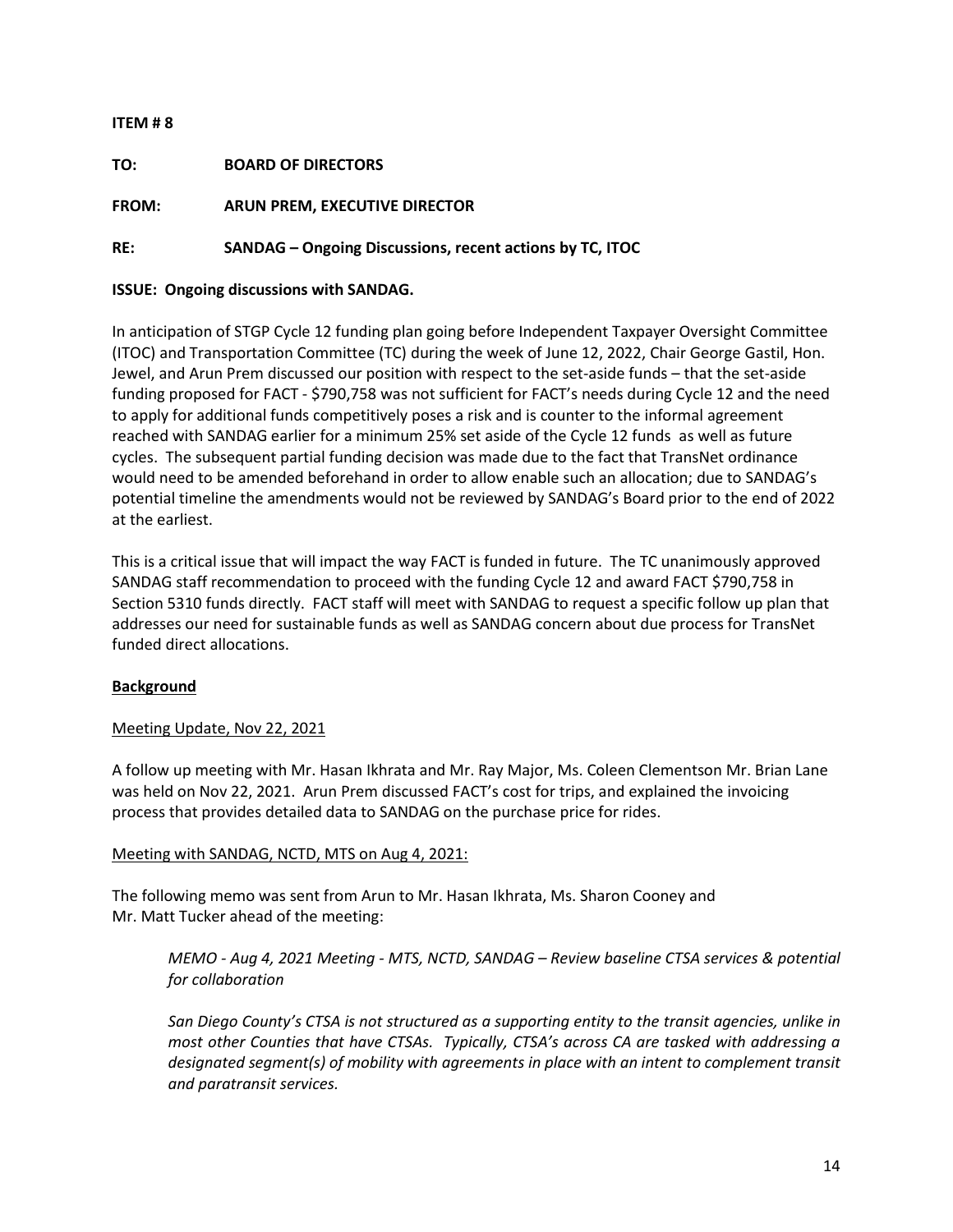**ITEM # 8**

**TO:** **BOARD OF DIRECTORS**

**FROM:** **ARUN PREM, EXECUTIVE DIRECTOR**

**RE:** **SANDAG – Ongoing Discussions, recent actions by TC, ITOC**

**ISSUE: Ongoing discussions with SANDAG.**

In anticipation of STGP Cycle 12 funding plan going before Independent Taxpayer Oversight Committee (ITOC) and Transportation Committee (TC) during the week of June 12, 2022, Chair George Gastil, Hon. Jewel, and Arun Prem discussed our position with respect to the set-aside funds – that the set-aside funding proposed for FACT - $790,758 was not sufficient for FACT's needs during Cycle 12 and the need to apply for additional funds competitively poses a risk and is counter to the informal agreement reached with SANDAG earlier for a minimum 25% set aside of the Cycle 12 funds as well as future cycles. The subsequent partial funding decision was made due to the fact that TransNet ordinance would need to be amended beforehand in order to allow enable such an allocation; due to SANDAG's potential timeline the amendments would not be reviewed by SANDAG's Board prior to the end of 2022 at the earliest.

This is a critical issue that will impact the way FACT is funded in future. The TC unanimously approved SANDAG staff recommendation to proceed with the funding Cycle 12 and award FACT $790,758 in Section 5310 funds directly. FACT staff will meet with SANDAG to request a specific follow up plan that addresses our need for sustainable funds as well as SANDAG concern about due process for TransNet funded direct allocations.

**<u>Background</u>**

<u>Meeting Update, Nov 22, 2021</u>

A follow up meeting with Mr. Hasan Ikhrata and Mr. Ray Major, Ms. Coleen Clementson Mr. Brian Lane was held on Nov 22, 2021. Arun Prem discussed FACT's cost for trips, and explained the invoicing process that provides detailed data to SANDAG on the purchase price for rides.

<u>Meeting with SANDAG, NCTD, MTS on Aug 4, 2021:</u>

The following memo was sent from Arun to Mr. Hasan Ikhrata, Ms. Sharon Cooney and Mr. Matt Tucker ahead of the meeting:

> *MEMO - Aug 4, 2021 Meeting - MTS, NCTD, SANDAG – Review baseline CTSA services & potential for collaboration*
>
> *San Diego County's CTSA is not structured as a supporting entity to the transit agencies, unlike in most other Counties that have CTSAs. Typically, CTSA's across CA are tasked with addressing a designated segment(s) of mobility with agreements in place with an intent to complement transit and paratransit services.*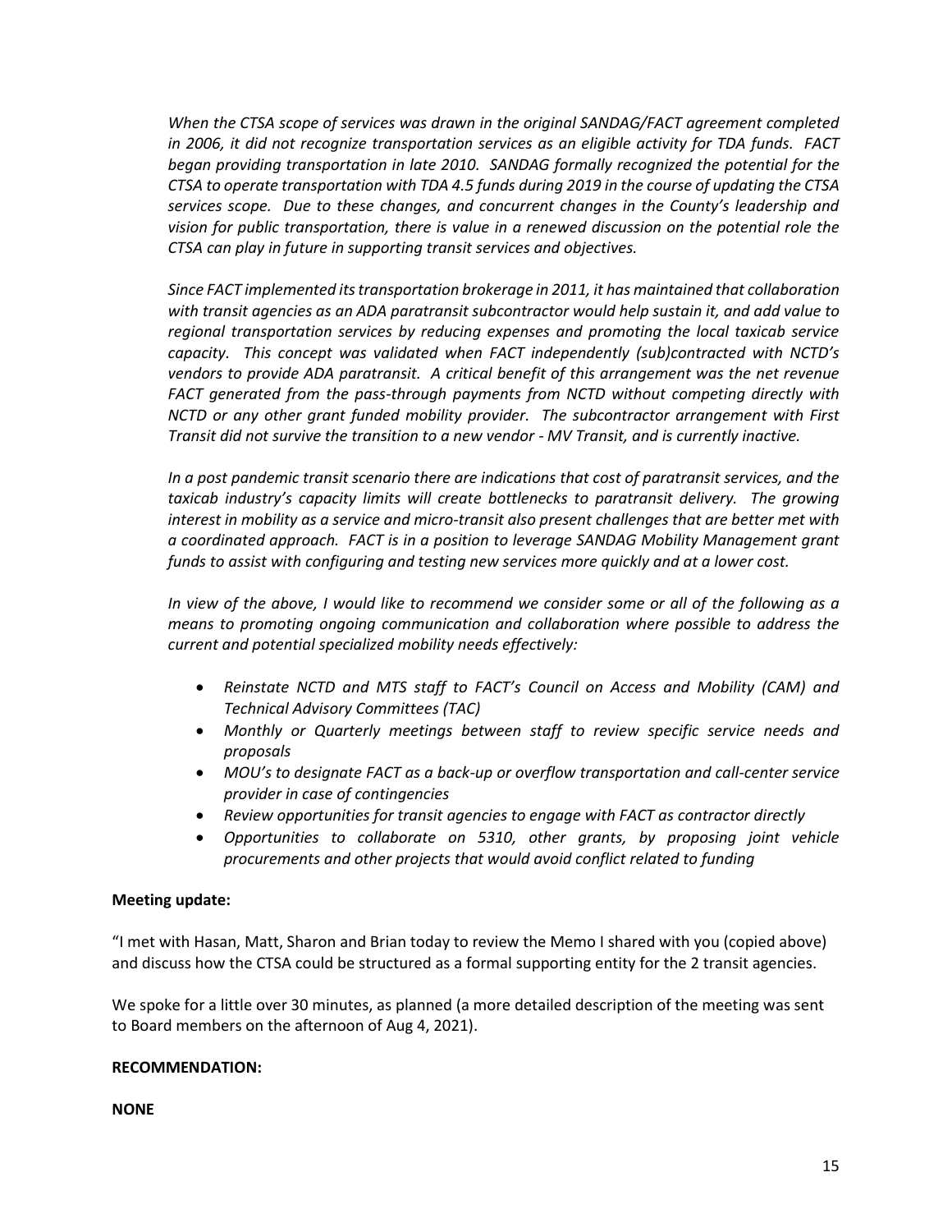*When the CTSA scope of services was drawn in the original SANDAG/FACT agreement completed in 2006, it did not recognize transportation services as an eligible activity for TDA funds. FACT began providing transportation in late 2010. SANDAG formally recognized the potential for the CTSA to operate transportation with TDA 4.5 funds during 2019 in the course of updating the CTSA services scope. Due to these changes, and concurrent changes in the County's leadership and vision for public transportation, there is value in a renewed discussion on the potential role the CTSA can play in future in supporting transit services and objectives.*

*Since FACT implemented its transportation brokerage in 2011, it has maintained that collaboration with transit agencies as an ADA paratransit subcontractor would help sustain it, and add value to regional transportation services by reducing expenses and promoting the local taxicab service capacity. This concept was validated when FACT independently (sub)contracted with NCTD's vendors to provide ADA paratransit. A critical benefit of this arrangement was the net revenue FACT generated from the pass-through payments from NCTD without competing directly with NCTD or any other grant funded mobility provider. The subcontractor arrangement with First Transit did not survive the transition to a new vendor - MV Transit, and is currently inactive.*

*In a post pandemic transit scenario there are indications that cost of paratransit services, and the taxicab industry's capacity limits will create bottlenecks to paratransit delivery. The growing interest in mobility as a service and micro-transit also present challenges that are better met with a coordinated approach. FACT is in a position to leverage SANDAG Mobility Management grant funds to assist with configuring and testing new services more quickly and at a lower cost.*

*In view of the above, I would like to recommend we consider some or all of the following as a means to promoting ongoing communication and collaboration where possible to address the current and potential specialized mobility needs effectively:*

- *Reinstate NCTD and MTS staff to FACT's Council on Access and Mobility (CAM) and Technical Advisory Committees (TAC)*
- *Monthly or Quarterly meetings between staff to review specific service needs and proposals*
- *MOU's to designate FACT as a back-up or overflow transportation and call-center service provider in case of contingencies*
- *Review opportunities for transit agencies to engage with FACT as contractor directly*
- *Opportunities to collaborate on 5310, other grants, by proposing joint vehicle procurements and other projects that would avoid conflict related to funding*

**Meeting update:**

"I met with Hasan, Matt, Sharon and Brian today to review the Memo I shared with you (copied above) and discuss how the CTSA could be structured as a formal supporting entity for the 2 transit agencies.

We spoke for a little over 30 minutes, as planned (a more detailed description of the meeting was sent to Board members on the afternoon of Aug 4, 2021).

**RECOMMENDATION:**

**NONE**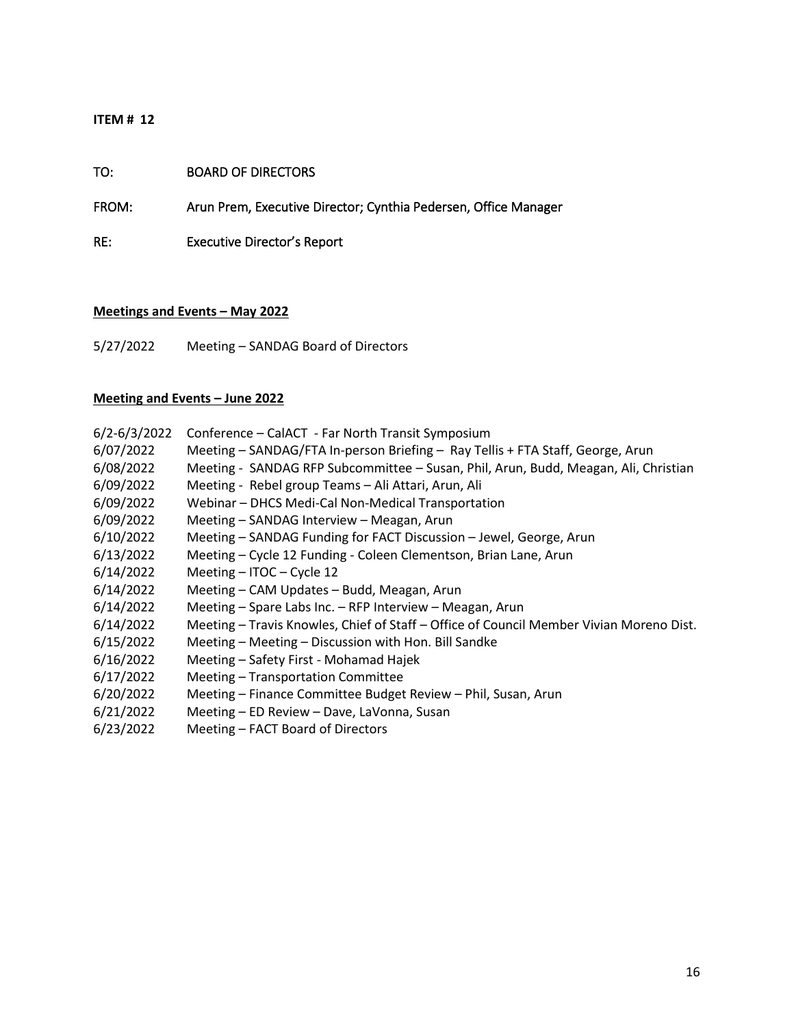**ITEM # 12**

TO: BOARD OF DIRECTORS

FROM: Arun Prem, Executive Director; Cynthia Pedersen, Office Manager

RE: Executive Director's Report

**<u>Meetings and Events – May 2022</u>**

5/27/2022 Meeting – SANDAG Board of Directors

**<u>Meeting and Events – June 2022</u>**

6/2-6/3/2022 Conference – CalACT - Far North Transit Symposium
6/07/2022 Meeting – SANDAG/FTA In-person Briefing – Ray Tellis + FTA Staff, George, Arun
6/08/2022 Meeting - SANDAG RFP Subcommittee – Susan, Phil, Arun, Budd, Meagan, Ali, Christian
6/09/2022 Meeting - Rebel group Teams – Ali Attari, Arun, Ali
6/09/2022 Webinar – DHCS Medi-Cal Non-Medical Transportation
6/09/2022 Meeting – SANDAG Interview – Meagan, Arun
6/10/2022 Meeting – SANDAG Funding for FACT Discussion – Jewel, George, Arun
6/13/2022 Meeting – Cycle 12 Funding - Coleen Clementson, Brian Lane, Arun
6/14/2022 Meeting – ITOC – Cycle 12
6/14/2022 Meeting – CAM Updates – Budd, Meagan, Arun
6/14/2022 Meeting – Spare Labs Inc. – RFP Interview – Meagan, Arun
6/14/2022 Meeting – Travis Knowles, Chief of Staff – Office of Council Member Vivian Moreno Dist.
6/15/2022 Meeting – Meeting – Discussion with Hon. Bill Sandke
6/16/2022 Meeting – Safety First - Mohamad Hajek
6/17/2022 Meeting – Transportation Committee
6/20/2022 Meeting – Finance Committee Budget Review – Phil, Susan, Arun
6/21/2022 Meeting – ED Review – Dave, LaVonna, Susan
6/23/2022 Meeting – FACT Board of Directors